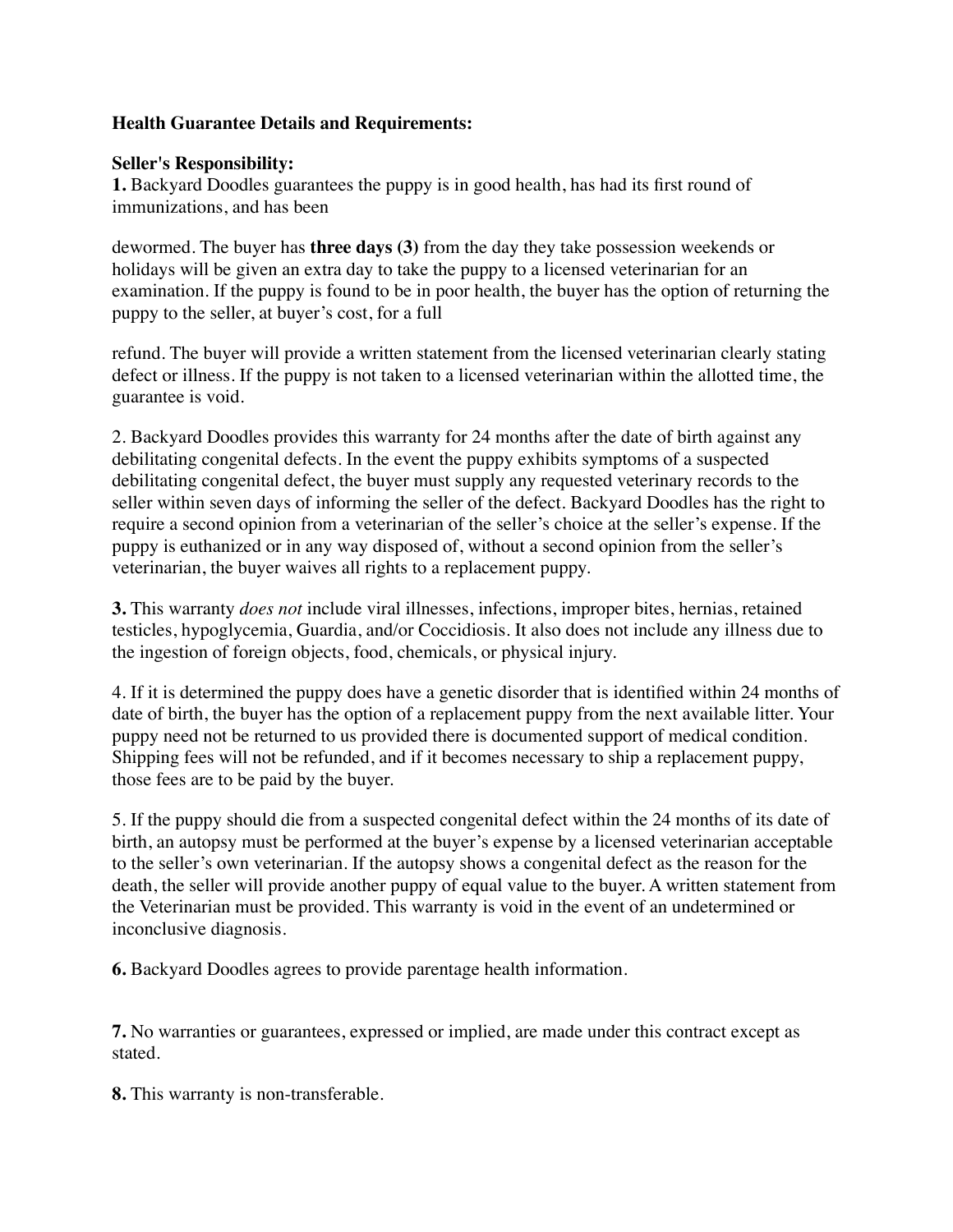**Health Guarantee Details and Requirements:**

**Seller's Responsibility:**

**1.** Backyard Doodles guarantees the puppy is in good health, has had its first round of immunizations, and has been

dewormed. The buyer has **three days (3)** from the day they take possession weekends or holidays will be given an extra day to take the puppy to a licensed veterinarian for an examination. If the puppy is found to be in poor health, the buyer has the option of returning the puppy to the seller, at buyer's cost, for a full

refund. The buyer will provide a written statement from the licensed veterinarian clearly stating defect or illness. If the puppy is not taken to a licensed veterinarian within the allotted time, the guarantee is void.

2. Backyard Doodles provides this warranty for 24 months after the date of birth against any debilitating congenital defects. In the event the puppy exhibits symptoms of a suspected debilitating congenital defect, the buyer must supply any requested veterinary records to the seller within seven days of informing the seller of the defect. Backyard Doodles has the right to require a second opinion from a veterinarian of the seller's choice at the seller's expense. If the puppy is euthanized or in any way disposed of, without a second opinion from the seller's veterinarian, the buyer waives all rights to a replacement puppy.

**3.** This warranty *does not* include viral illnesses, infections, improper bites, hernias, retained testicles, hypoglycemia, Guardia, and/or Coccidiosis. It also does not include any illness due to the ingestion of foreign objects, food, chemicals, or physical injury.

4. If it is determined the puppy does have a genetic disorder that is identified within 24 months of date of birth, the buyer has the option of a replacement puppy from the next available litter. Your puppy need not be returned to us provided there is documented support of medical condition. Shipping fees will not be refunded, and if it becomes necessary to ship a replacement puppy, those fees are to be paid by the buyer.

5. If the puppy should die from a suspected congenital defect within the 24 months of its date of birth, an autopsy must be performed at the buyer's expense by a licensed veterinarian acceptable to the seller's own veterinarian. If the autopsy shows a congenital defect as the reason for the death, the seller will provide another puppy of equal value to the buyer. A written statement from the Veterinarian must be provided. This warranty is void in the event of an undetermined or inconclusive diagnosis.

**6.** Backyard Doodles agrees to provide parentage health information.

**7.** No warranties or guarantees, expressed or implied, are made under this contract except as stated.

**8.** This warranty is non-transferable.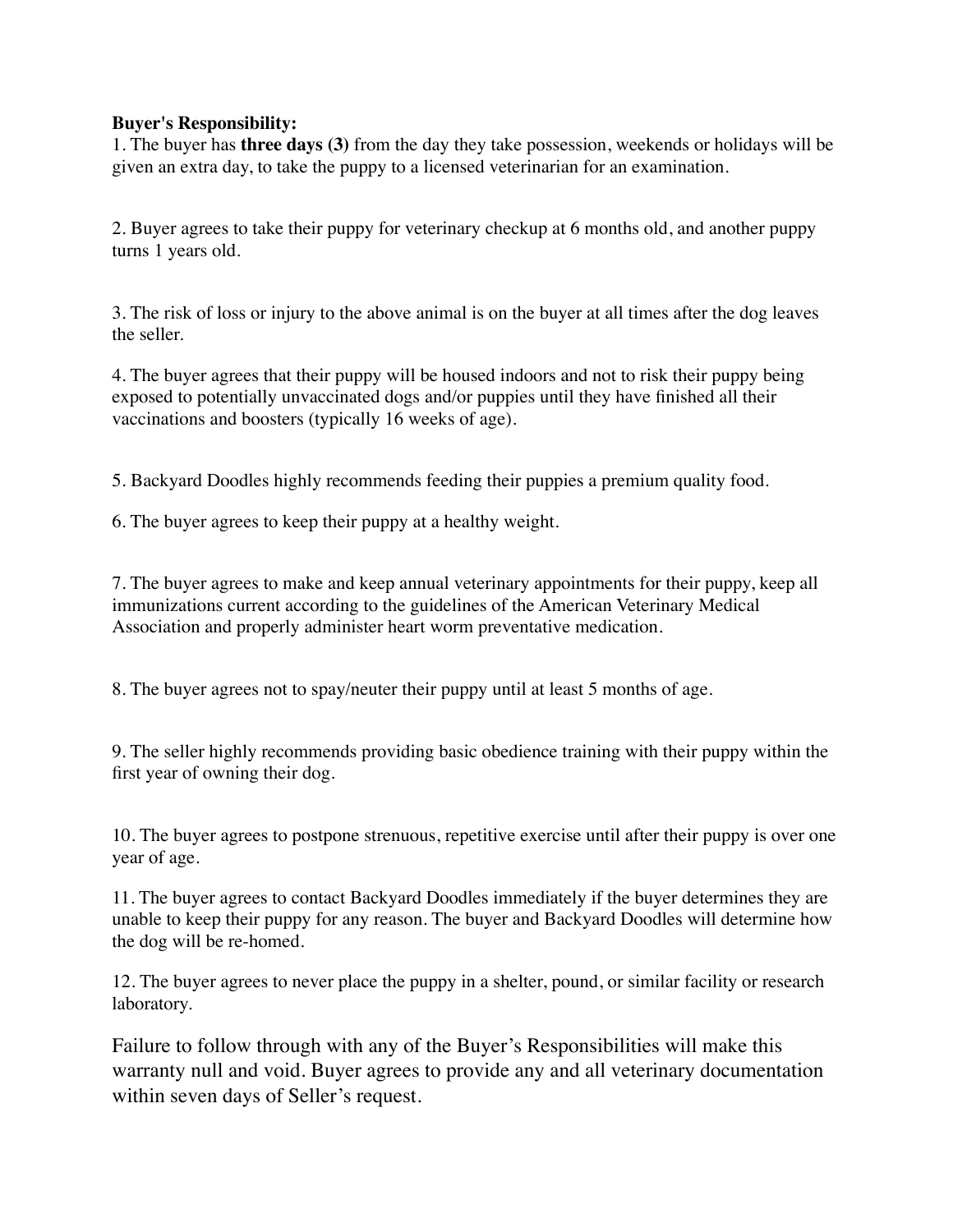**Buyer's Responsibility:**

1. The buyer has **three days (3)** from the day they take possession, weekends or holidays will be given an extra day, to take the puppy to a licensed veterinarian for an examination.

2. Buyer agrees to take their puppy for veterinary checkup at 6 months old, and another puppy turns 1 years old.

3. The risk of loss or injury to the above animal is on the buyer at all times after the dog leaves the seller.

4. The buyer agrees that their puppy will be housed indoors and not to risk their puppy being exposed to potentially unvaccinated dogs and/or puppies until they have finished all their vaccinations and boosters (typically 16 weeks of age).

5. Backyard Doodles highly recommends feeding their puppies a premium quality food.

6. The buyer agrees to keep their puppy at a healthy weight.

7. The buyer agrees to make and keep annual veterinary appointments for their puppy, keep all immunizations current according to the guidelines of the American Veterinary Medical Association and properly administer heart worm preventative medication.

8. The buyer agrees not to spay/neuter their puppy until at least 5 months of age.

9. The seller highly recommends providing basic obedience training with their puppy within the first year of owning their dog.

10. The buyer agrees to postpone strenuous, repetitive exercise until after their puppy is over one year of age.

11. The buyer agrees to contact Backyard Doodles immediately if the buyer determines they are unable to keep their puppy for any reason. The buyer and Backyard Doodles will determine how the dog will be re-homed.

12. The buyer agrees to never place the puppy in a shelter, pound, or similar facility or research laboratory.

Failure to follow through with any of the Buyer's Responsibilities will make this warranty null and void. Buyer agrees to provide any and all veterinary documentation within seven days of Seller's request.